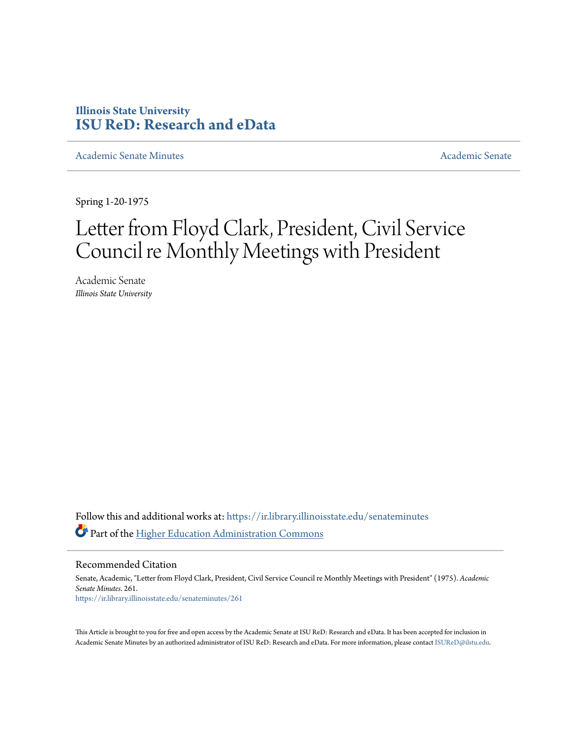**Illinois State University**
**ISU ReD: Research and eData**

Academic Senate Minutes | Academic Senate

Spring 1-20-1975

# Letter from Floyd Clark, President, Civil Service Council re Monthly Meetings with President

Academic Senate
*Illinois State University*

Follow this and additional works at: https://ir.library.illinoisstate.edu/senateminutes

Part of the Higher Education Administration Commons

## Recommended Citation

Senate, Academic, "Letter from Floyd Clark, President, Civil Service Council re Monthly Meetings with President" (1975). *Academic Senate Minutes*. 261.
https://ir.library.illinoisstate.edu/senateminutes/261

This Article is brought to you for free and open access by the Academic Senate at ISU ReD: Research and eData. It has been accepted for inclusion in Academic Senate Minutes by an authorized administrator of ISU ReD: Research and eData. For more information, please contact ISUReD@ilstu.edu.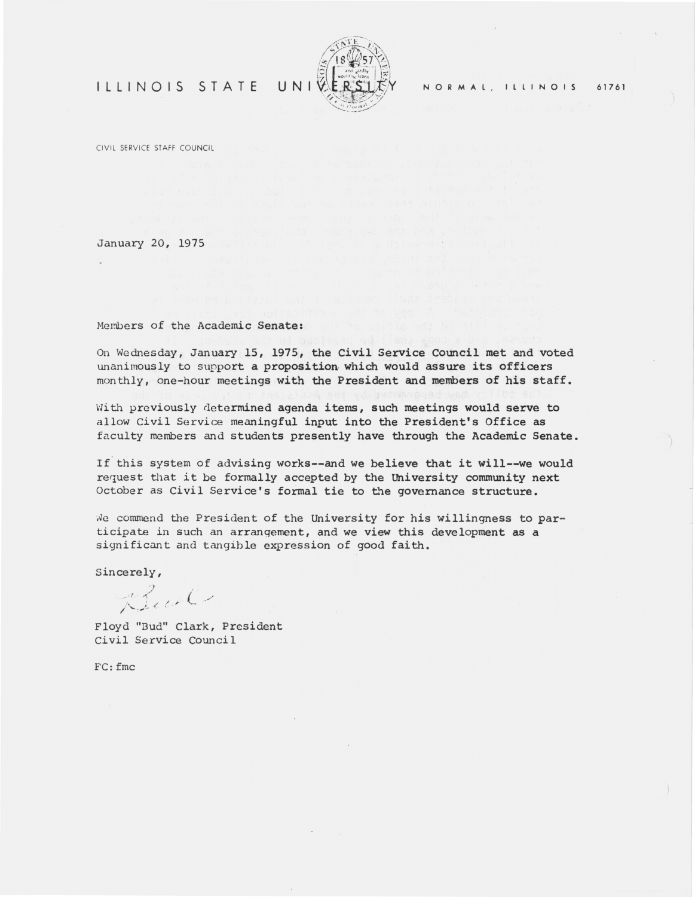ILLINOIS STATE UNIVERSITY NORMAL, ILLINOIS 61761

CIVIL SERVICE STAFF COUNCIL

January 20, 1975

Members of the Academic Senate:

On Wednesday, January 15, 1975, the Civil Service Council met and voted unanimously to support a proposition which would assure its officers monthly, one-hour meetings with the President and members of his staff.

With previously determined agenda items, such meetings would serve to allow Civil Service meaningful input into the President's Office as faculty members and students presently have through the Academic Senate.

If this system of advising works--and we believe that it will--we would request that it be formally accepted by the University community next October as Civil Service's formal tie to the governance structure.

We commend the President of the University for his willingness to participate in such an arrangement, and we view this development as a significant and tangible expression of good faith.

Sincerely,

Bud

Floyd "Bud" Clark, President
Civil Service Council

FC:fmc